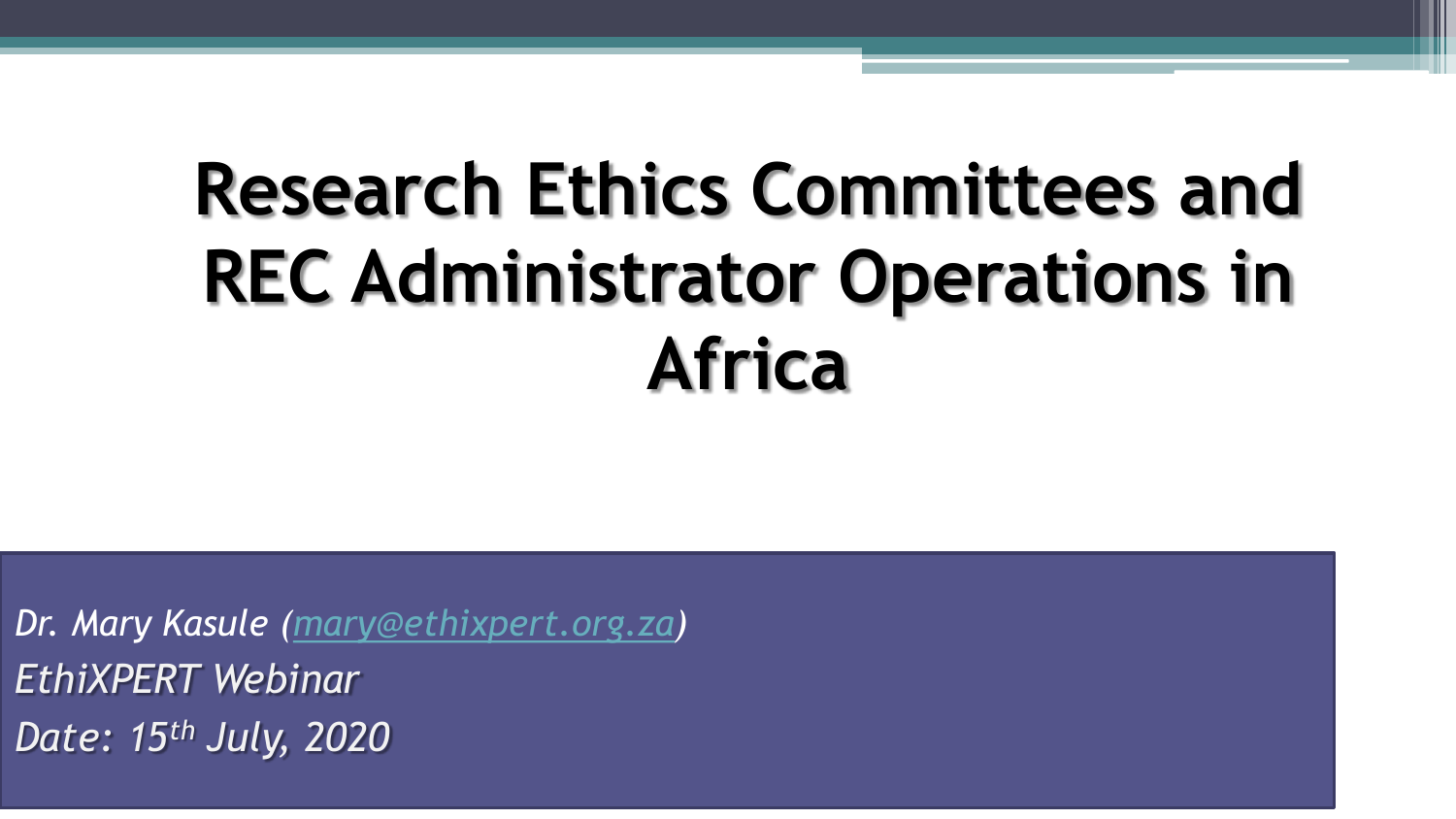# Research Ethics Committees and REC Administrator Operations in Africa

*Dr. Mary Kasule (mary@ethixpert.org.za)*

*EthiXPERT Webinar*

*Date: 15th July, 2020*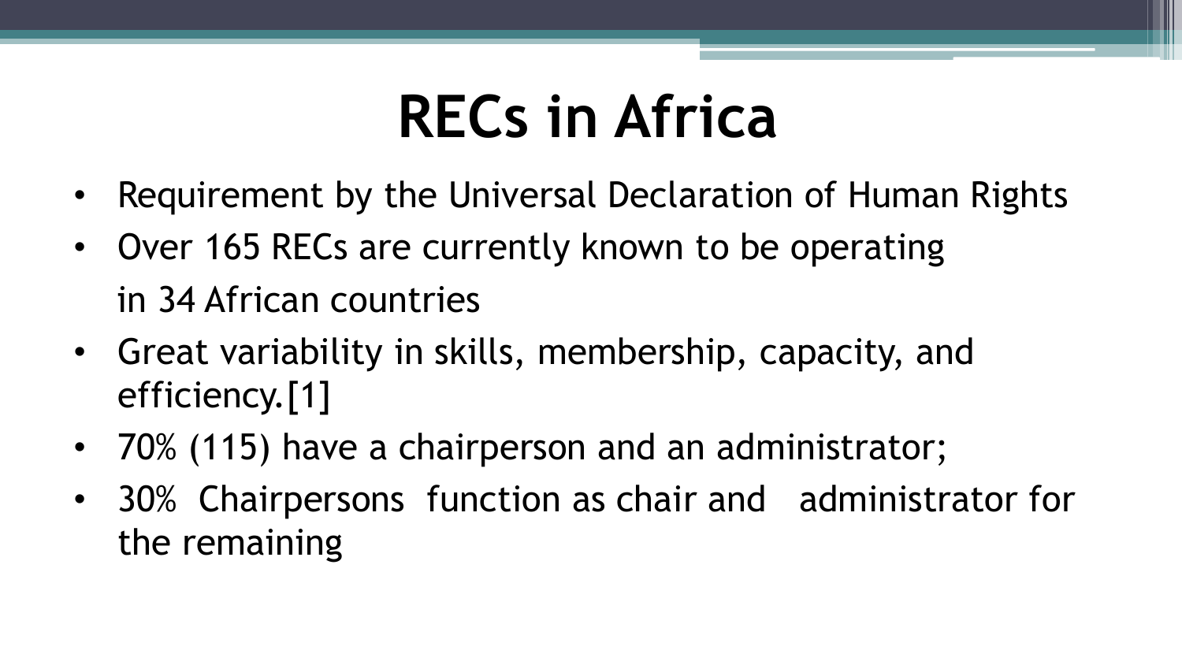# RECs in Africa

- Requirement by the Universal Declaration of Human Rights
- Over 165 RECs are currently known to be operating in 34 African countries
- Great variability in skills, membership, capacity, and efficiency.[1]
- 70% (115) have a chairperson and an administrator;
- 30% Chairpersons function as chair and administrator for the remaining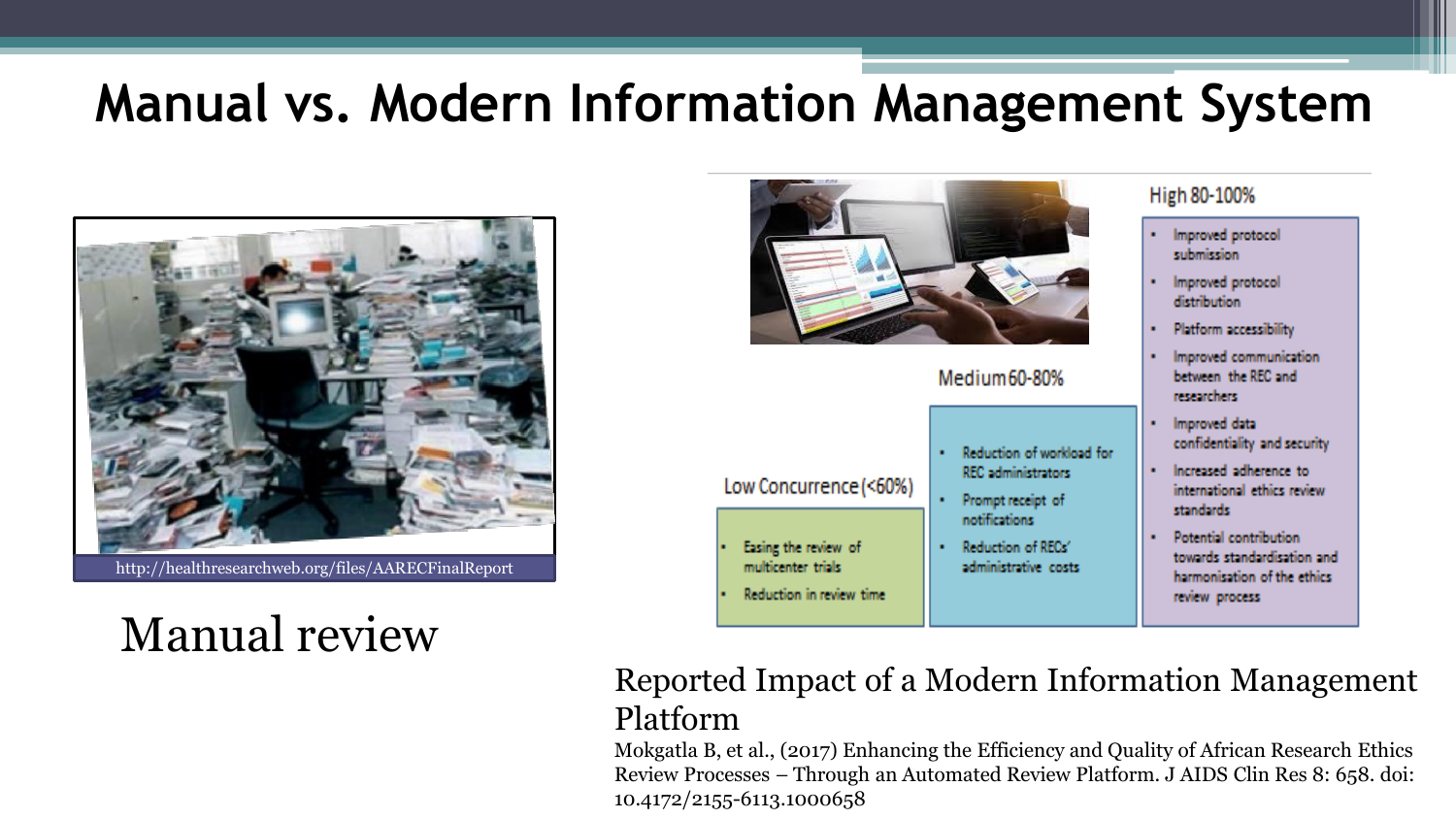# Manual vs. Modern Information Management System

http://healthresearchweb.org/files/AARECFinalReport

Manual review

| Low Concurrence (<60%) | Medium 60-80% | High 80-100% |
|---|---|---|
| • Easing the review of multicenter trials<br>• Reduction in review time | • Reduction of workload for REC administrators<br>• Prompt receipt of notifications<br>• Reduction of RECs' administrative costs | • Improved protocol submission<br>• Improved protocol distribution<br>• Platform accessibility<br>• Improved communication between the REC and researchers<br>• Improved data confidentiality and security<br>• Increased adherence to international ethics review standards<br>• Potential contribution towards standardisation and harmonisation of the ethics review process |

Reported Impact of a Modern Information Management Platform

Mokgatla B, et al., (2017) Enhancing the Efficiency and Quality of African Research Ethics Review Processes – Through an Automated Review Platform. J AIDS Clin Res 8: 658. doi: 10.4172/2155-6113.1000658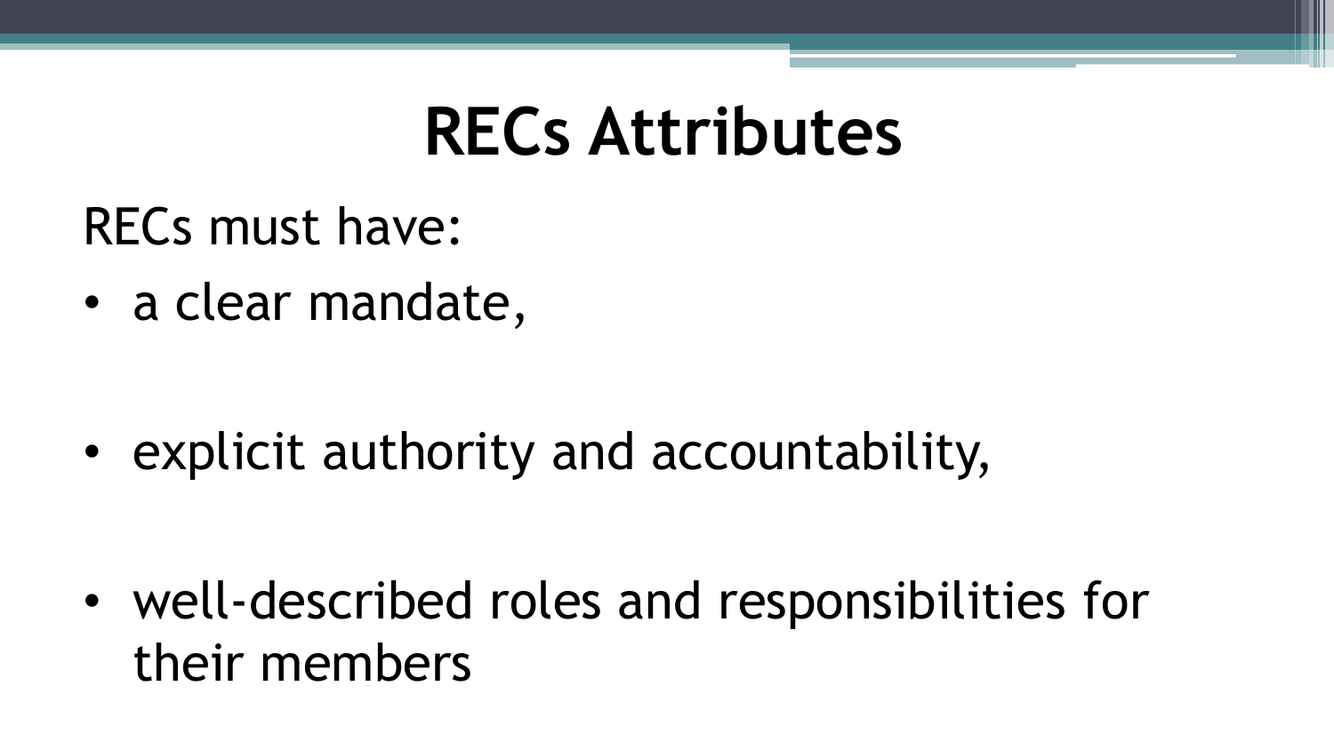# RECs Attributes

RECs must have:

- a clear mandate,
- explicit authority and accountability,
- well-described roles and responsibilities for their members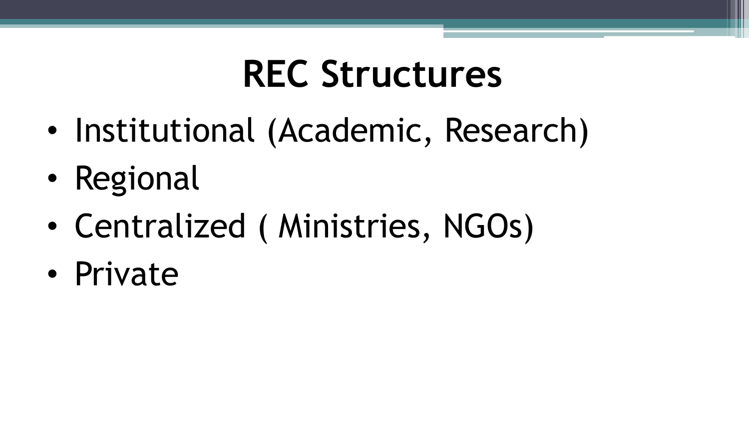# REC Structures

- Institutional (Academic, Research)
- Regional
- Centralized ( Ministries, NGOs)
- Private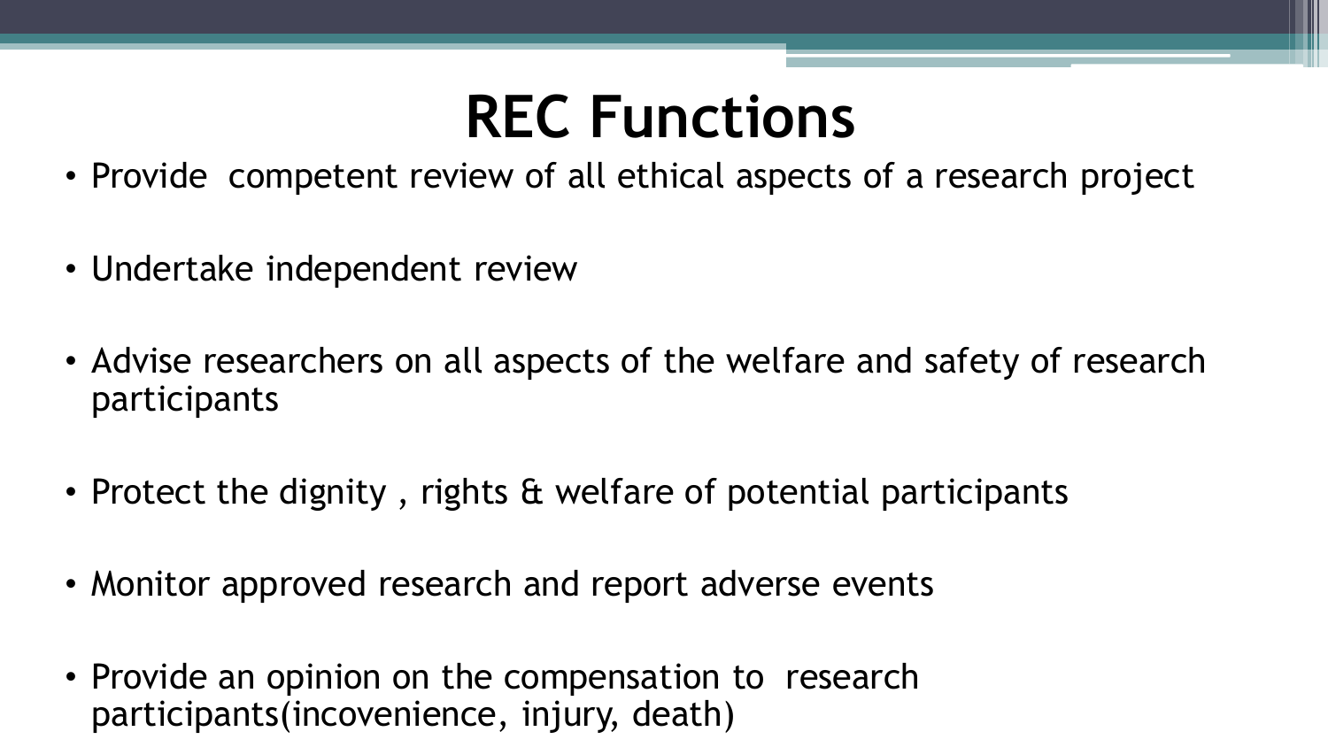# REC Functions

- Provide competent review of all ethical aspects of a research project
- Undertake independent review
- Advise researchers on all aspects of the welfare and safety of research participants
- Protect the dignity , rights & welfare of potential participants
- Monitor approved research and report adverse events
- Provide an opinion on the compensation to research participants(incovenience, injury, death)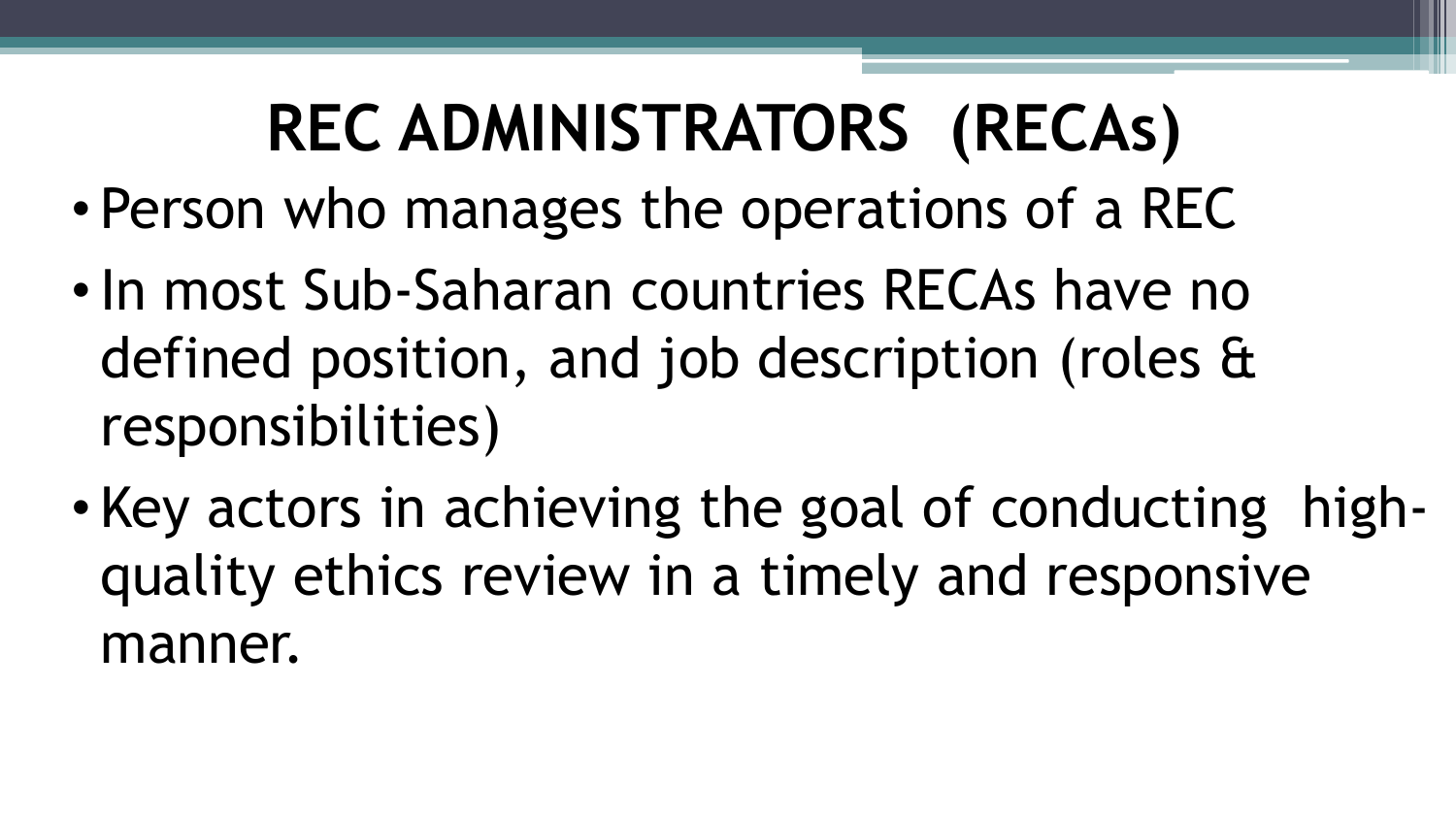# REC ADMINISTRATORS (RECAs)

- Person who manages the operations of a REC
- In most Sub-Saharan countries RECAs have no defined position, and job description (roles & responsibilities)
- Key actors in achieving the goal of conducting high-quality ethics review in a timely and responsive manner.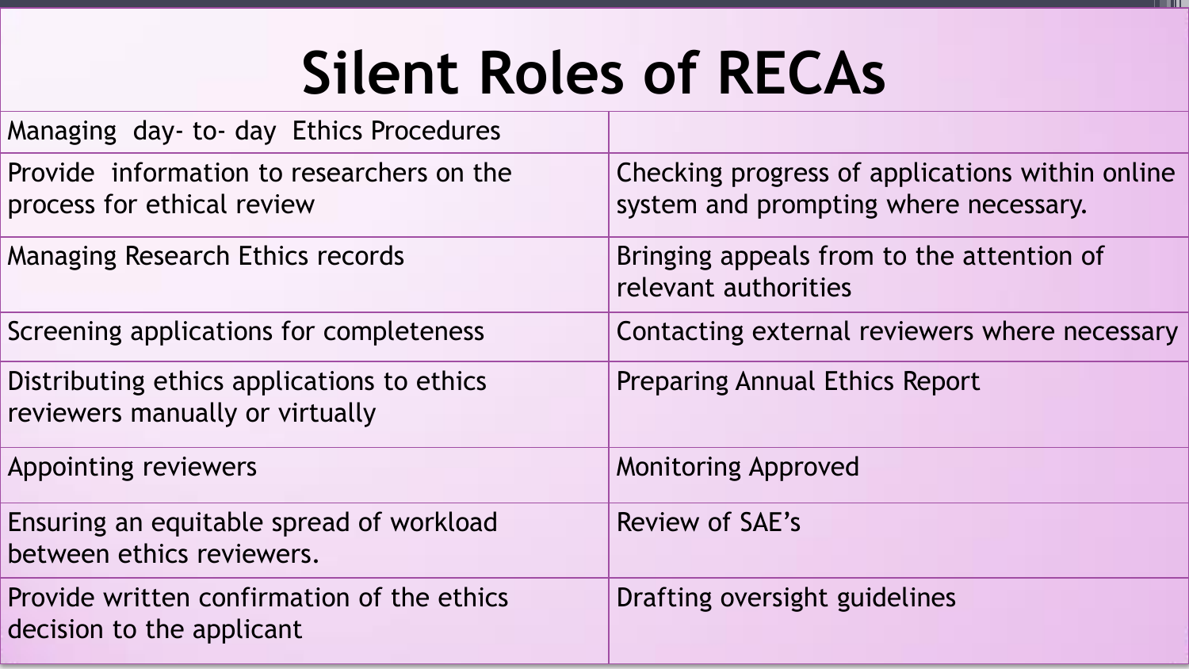# Silent Roles of RECAs

| Managing day- to- day Ethics Procedures | |
|---|---|
| Provide information to researchers on the process for ethical review | Checking progress of applications within online system and prompting where necessary. |
| Managing Research Ethics records | Bringing appeals from to the attention of relevant authorities |
| Screening applications for completeness | Contacting external reviewers where necessary |
| Distributing ethics applications to ethics reviewers manually or virtually | Preparing Annual Ethics Report |
| Appointing reviewers | Monitoring Approved |
| Ensuring an equitable spread of workload between ethics reviewers. | Review of SAE's |
| Provide written confirmation of the ethics decision to the applicant | Drafting oversight guidelines |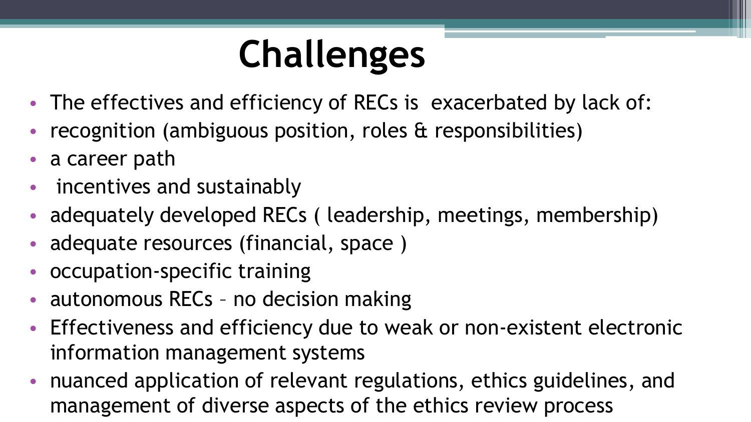# Challenges

- The effectives and efficiency of RECs is exacerbated by lack of:
- recognition (ambiguous position, roles & responsibilities)
- a career path
- incentives and sustainably
- adequately developed RECs ( leadership, meetings, membership)
- adequate resources (financial, space )
- occupation-specific training
- autonomous RECs – no decision making
- Effectiveness and efficiency due to weak or non-existent electronic information management systems
- nuanced application of relevant regulations, ethics guidelines, and management of diverse aspects of the ethics review process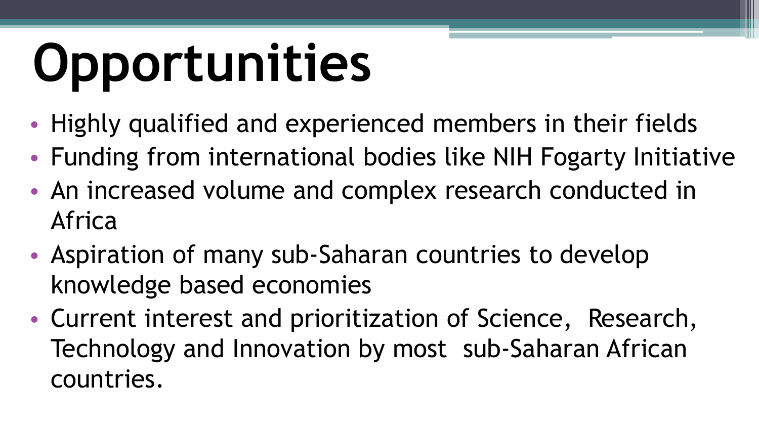# Opportunities

- Highly qualified and experienced members in their fields
- Funding from international bodies like NIH Fogarty Initiative
- An increased volume and complex research conducted in Africa
- Aspiration of many sub-Saharan countries to develop knowledge based economies
- Current interest and prioritization of Science, Research, Technology and Innovation by most sub-Saharan African countries.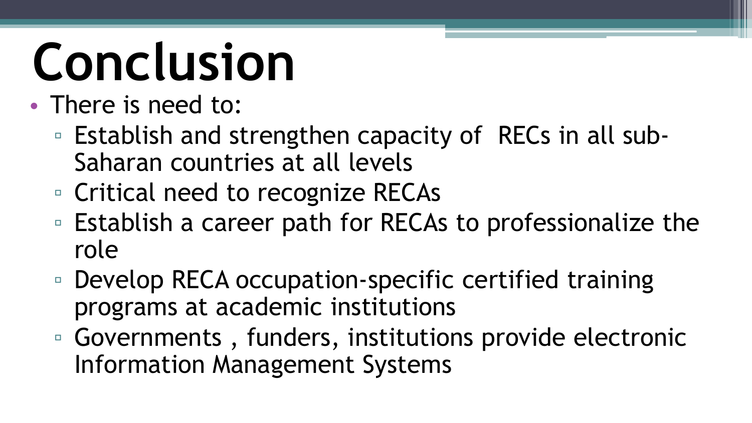# Conclusion

- There is need to:
  - Establish and strengthen capacity of RECs in all sub-Saharan countries at all levels
  - Critical need to recognize RECAs
  - Establish a career path for RECAs to professionalize the role
  - Develop RECA occupation-specific certified training programs at academic institutions
  - Governments , funders, institutions provide electronic Information Management Systems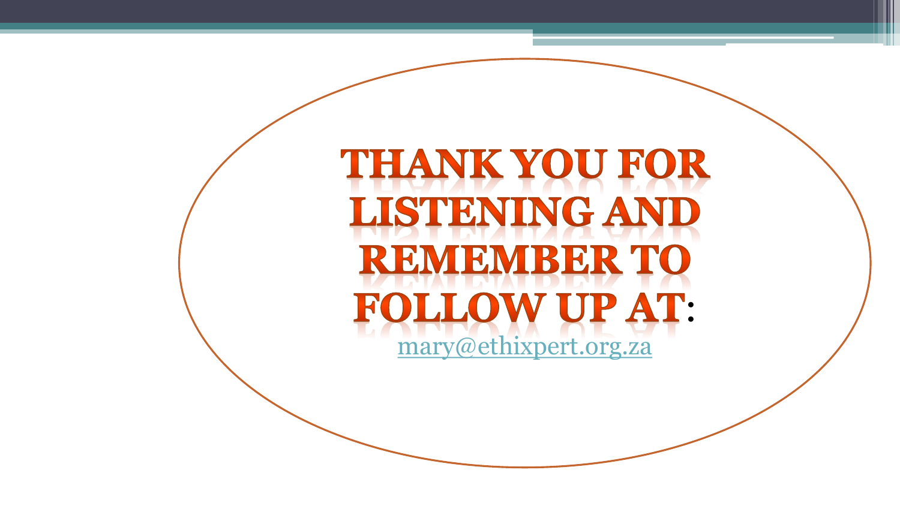# THANK YOU FOR LISTENING AND REMEMBER TO FOLLOW UP AT:

mary@ethixpert.org.za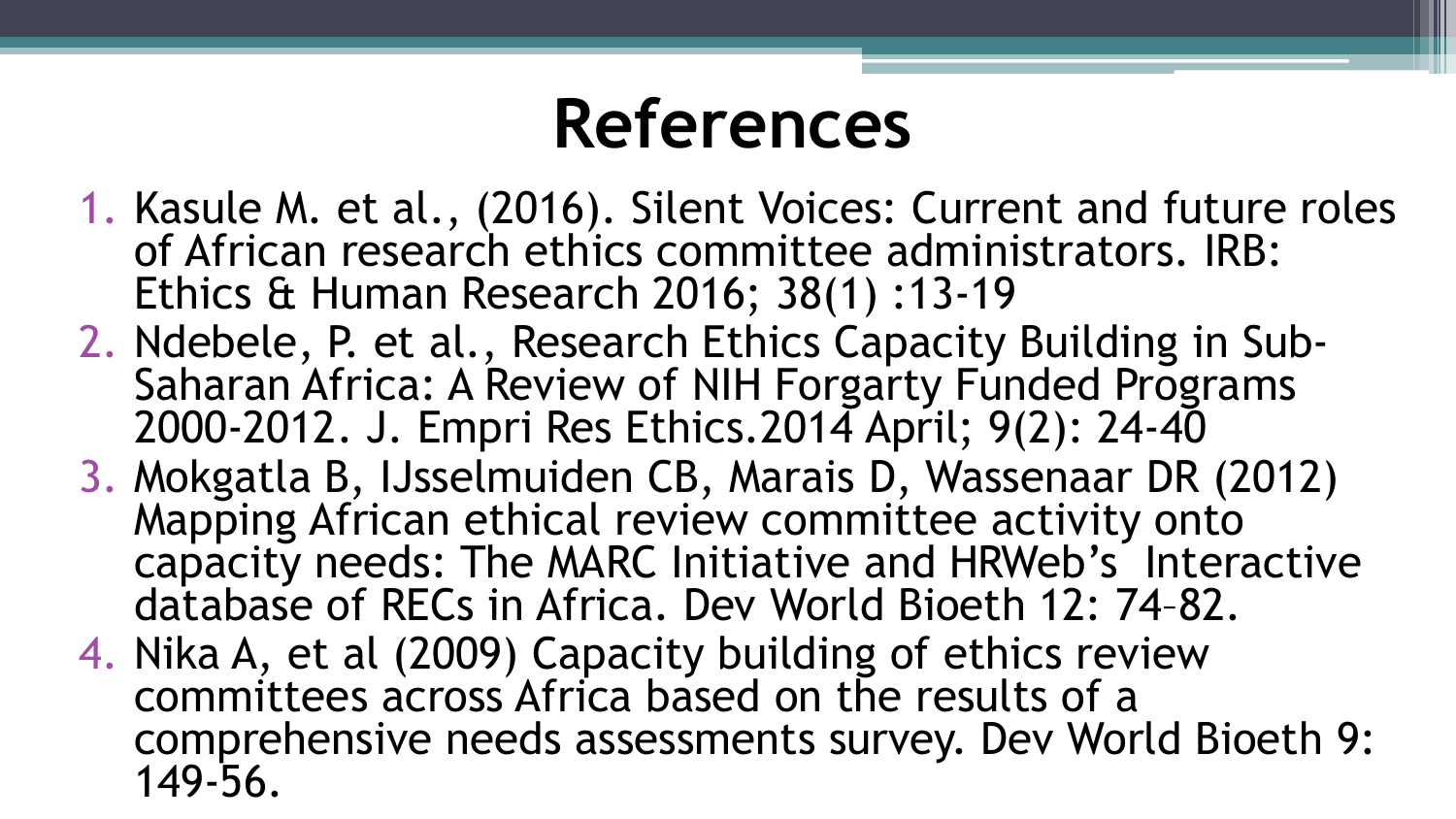# References

1. Kasule M. et al., (2016). Silent Voices: Current and future roles of African research ethics committee administrators. IRB: Ethics & Human Research 2016; 38(1) :13-19
2. Ndebele, P. et al., Research Ethics Capacity Building in Sub-Saharan Africa: A Review of NIH Forgarty Funded Programs 2000-2012. J. Empri Res Ethics.2014 April; 9(2): 24-40
3. Mokgatla B, IJsselmuiden CB, Marais D, Wassenaar DR (2012) Mapping African ethical review committee activity onto capacity needs: The MARC Initiative and HRWeb's Interactive database of RECs in Africa. Dev World Bioeth 12: 74–82.
4. Nika A, et al (2009) Capacity building of ethics review committees across Africa based on the results of a comprehensive needs assessments survey. Dev World Bioeth 9: 149-56.